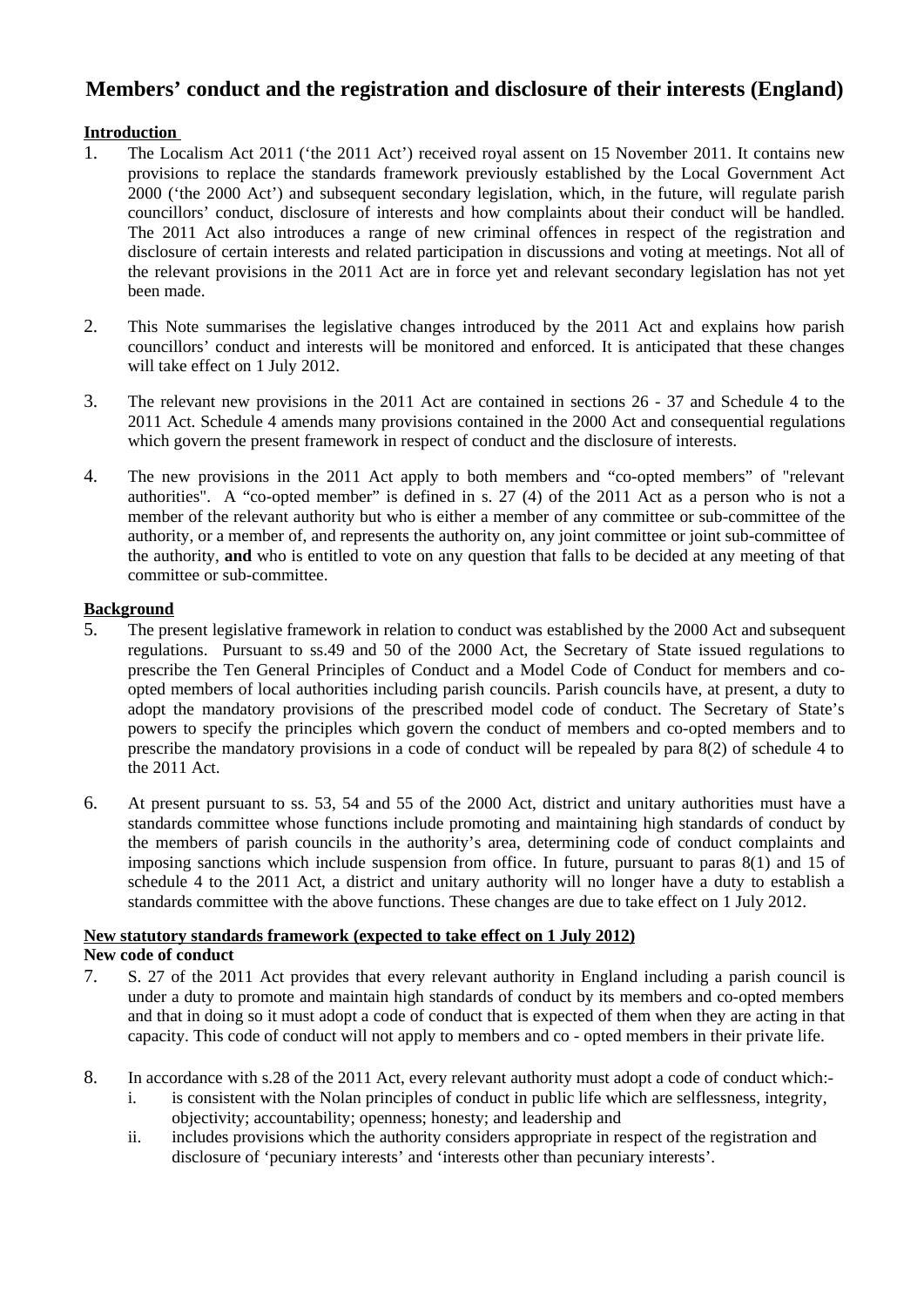# Members' conduct and the registration and disclosure of their interests (England)

**Introduction**

1. The Localism Act 2011 ('the 2011 Act') received royal assent on 15 November 2011. It contains new provisions to replace the standards framework previously established by the Local Government Act 2000 ('the 2000 Act') and subsequent secondary legislation, which, in the future, will regulate parish councillors' conduct, disclosure of interests and how complaints about their conduct will be handled. The 2011 Act also introduces a range of new criminal offences in respect of the registration and disclosure of certain interests and related participation in discussions and voting at meetings. Not all of the relevant provisions in the 2011 Act are in force yet and relevant secondary legislation has not yet been made.

2. This Note summarises the legislative changes introduced by the 2011 Act and explains how parish councillors' conduct and interests will be monitored and enforced. It is anticipated that these changes will take effect on 1 July 2012.

3. The relevant new provisions in the 2011 Act are contained in sections 26 - 37 and Schedule 4 to the 2011 Act. Schedule 4 amends many provisions contained in the 2000 Act and consequential regulations which govern the present framework in respect of conduct and the disclosure of interests.

4. The new provisions in the 2011 Act apply to both members and "co-opted members" of "relevant authorities". A "co-opted member" is defined in s. 27 (4) of the 2011 Act as a person who is not a member of the relevant authority but who is either a member of any committee or sub-committee of the authority, or a member of, and represents the authority on, any joint committee or joint sub-committee of the authority, **and** who is entitled to vote on any question that falls to be decided at any meeting of that committee or sub-committee.

**Background**

5. The present legislative framework in relation to conduct was established by the 2000 Act and subsequent regulations. Pursuant to ss.49 and 50 of the 2000 Act, the Secretary of State issued regulations to prescribe the Ten General Principles of Conduct and a Model Code of Conduct for members and co-opted members of local authorities including parish councils. Parish councils have, at present, a duty to adopt the mandatory provisions of the prescribed model code of conduct. The Secretary of State's powers to specify the principles which govern the conduct of members and co-opted members and to prescribe the mandatory provisions in a code of conduct will be repealed by para 8(2) of schedule 4 to the 2011 Act.

6. At present pursuant to ss. 53, 54 and 55 of the 2000 Act, district and unitary authorities must have a standards committee whose functions include promoting and maintaining high standards of conduct by the members of parish councils in the authority's area, determining code of conduct complaints and imposing sanctions which include suspension from office. In future, pursuant to paras 8(1) and 15 of schedule 4 to the 2011 Act, a district and unitary authority will no longer have a duty to establish a standards committee with the above functions. These changes are due to take effect on 1 July 2012.

**New statutory standards framework (expected to take effect on 1 July 2012)**

**New code of conduct**

7. S. 27 of the 2011 Act provides that every relevant authority in England including a parish council is under a duty to promote and maintain high standards of conduct by its members and co-opted members and that in doing so it must adopt a code of conduct that is expected of them when they are acting in that capacity. This code of conduct will not apply to members and co - opted members in their private life.

8. In accordance with s.28 of the 2011 Act, every relevant authority must adopt a code of conduct which:-
   i. is consistent with the Nolan principles of conduct in public life which are selflessness, integrity, objectivity; accountability; openness; honesty; and leadership and
   ii. includes provisions which the authority considers appropriate in respect of the registration and disclosure of 'pecuniary interests' and 'interests other than pecuniary interests'.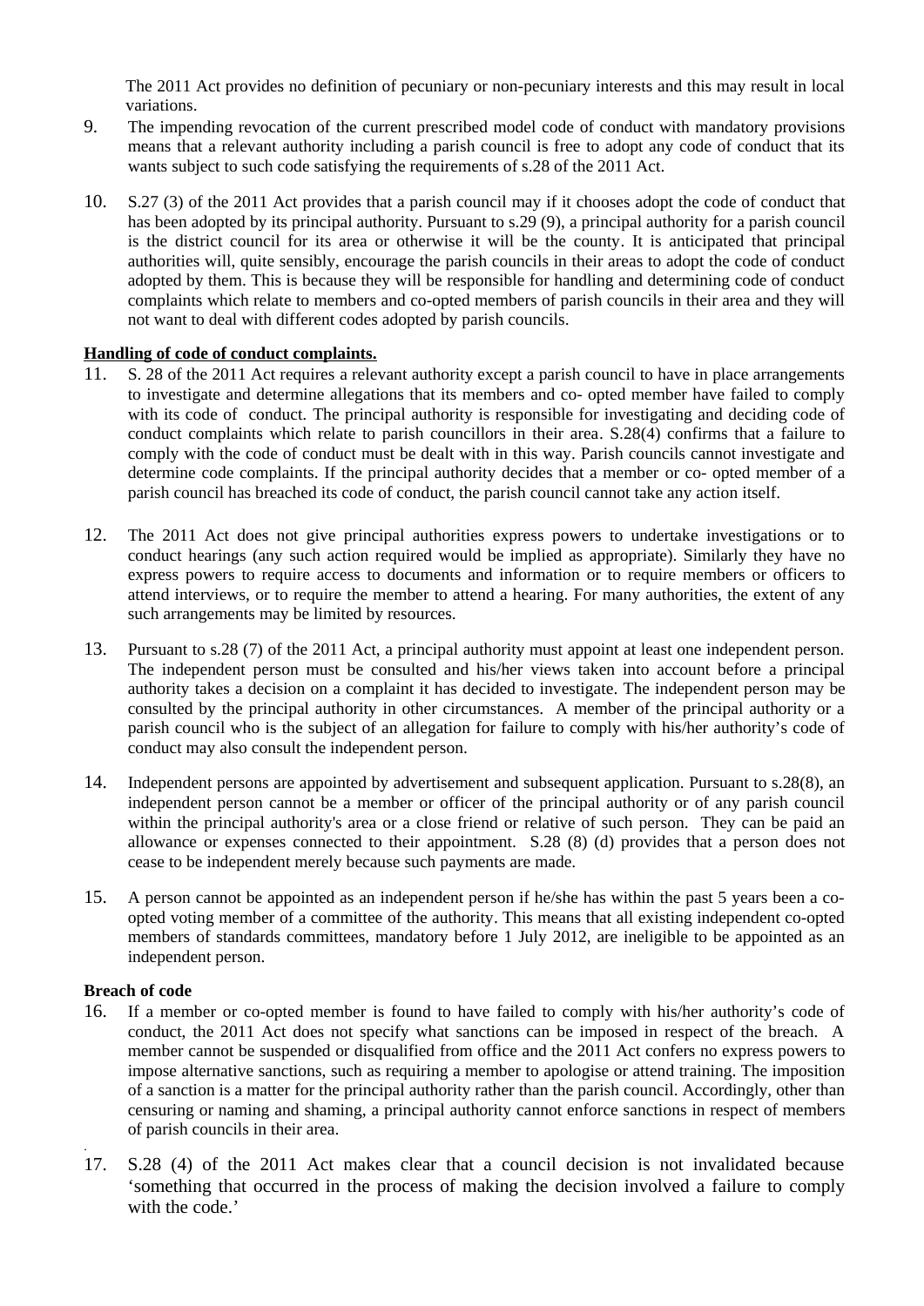The 2011 Act provides no definition of pecuniary or non-pecuniary interests and this may result in local variations.

9. The impending revocation of the current prescribed model code of conduct with mandatory provisions means that a relevant authority including a parish council is free to adopt any code of conduct that its wants subject to such code satisfying the requirements of s.28 of the 2011 Act.

10. S.27 (3) of the 2011 Act provides that a parish council may if it chooses adopt the code of conduct that has been adopted by its principal authority. Pursuant to s.29 (9), a principal authority for a parish council is the district council for its area or otherwise it will be the county. It is anticipated that principal authorities will, quite sensibly, encourage the parish councils in their areas to adopt the code of conduct adopted by them. This is because they will be responsible for handling and determining code of conduct complaints which relate to members and co-opted members of parish councils in their area and they will not want to deal with different codes adopted by parish councils.

**Handling of code of conduct complaints.**

11. S. 28 of the 2011 Act requires a relevant authority except a parish council to have in place arrangements to investigate and determine allegations that its members and co- opted member have failed to comply with its code of conduct. The principal authority is responsible for investigating and deciding code of conduct complaints which relate to parish councillors in their area. S.28(4) confirms that a failure to comply with the code of conduct must be dealt with in this way. Parish councils cannot investigate and determine code complaints. If the principal authority decides that a member or co- opted member of a parish council has breached its code of conduct, the parish council cannot take any action itself.

12. The 2011 Act does not give principal authorities express powers to undertake investigations or to conduct hearings (any such action required would be implied as appropriate). Similarly they have no express powers to require access to documents and information or to require members or officers to attend interviews, or to require the member to attend a hearing. For many authorities, the extent of any such arrangements may be limited by resources.

13. Pursuant to s.28 (7) of the 2011 Act, a principal authority must appoint at least one independent person. The independent person must be consulted and his/her views taken into account before a principal authority takes a decision on a complaint it has decided to investigate. The independent person may be consulted by the principal authority in other circumstances. A member of the principal authority or a parish council who is the subject of an allegation for failure to comply with his/her authority's code of conduct may also consult the independent person.

14. Independent persons are appointed by advertisement and subsequent application. Pursuant to s.28(8), an independent person cannot be a member or officer of the principal authority or of any parish council within the principal authority's area or a close friend or relative of such person. They can be paid an allowance or expenses connected to their appointment. S.28 (8) (d) provides that a person does not cease to be independent merely because such payments are made.

15. A person cannot be appointed as an independent person if he/she has within the past 5 years been a co-opted voting member of a committee of the authority. This means that all existing independent co-opted members of standards committees, mandatory before 1 July 2012, are ineligible to be appointed as an independent person.

**Breach of code**

16. If a member or co-opted member is found to have failed to comply with his/her authority's code of conduct, the 2011 Act does not specify what sanctions can be imposed in respect of the breach. A member cannot be suspended or disqualified from office and the 2011 Act confers no express powers to impose alternative sanctions, such as requiring a member to apologise or attend training. The imposition of a sanction is a matter for the principal authority rather than the parish council. Accordingly, other than censuring or naming and shaming, a principal authority cannot enforce sanctions in respect of members of parish councils in their area.

17. S.28 (4) of the 2011 Act makes clear that a council decision is not invalidated because 'something that occurred in the process of making the decision involved a failure to comply with the code.'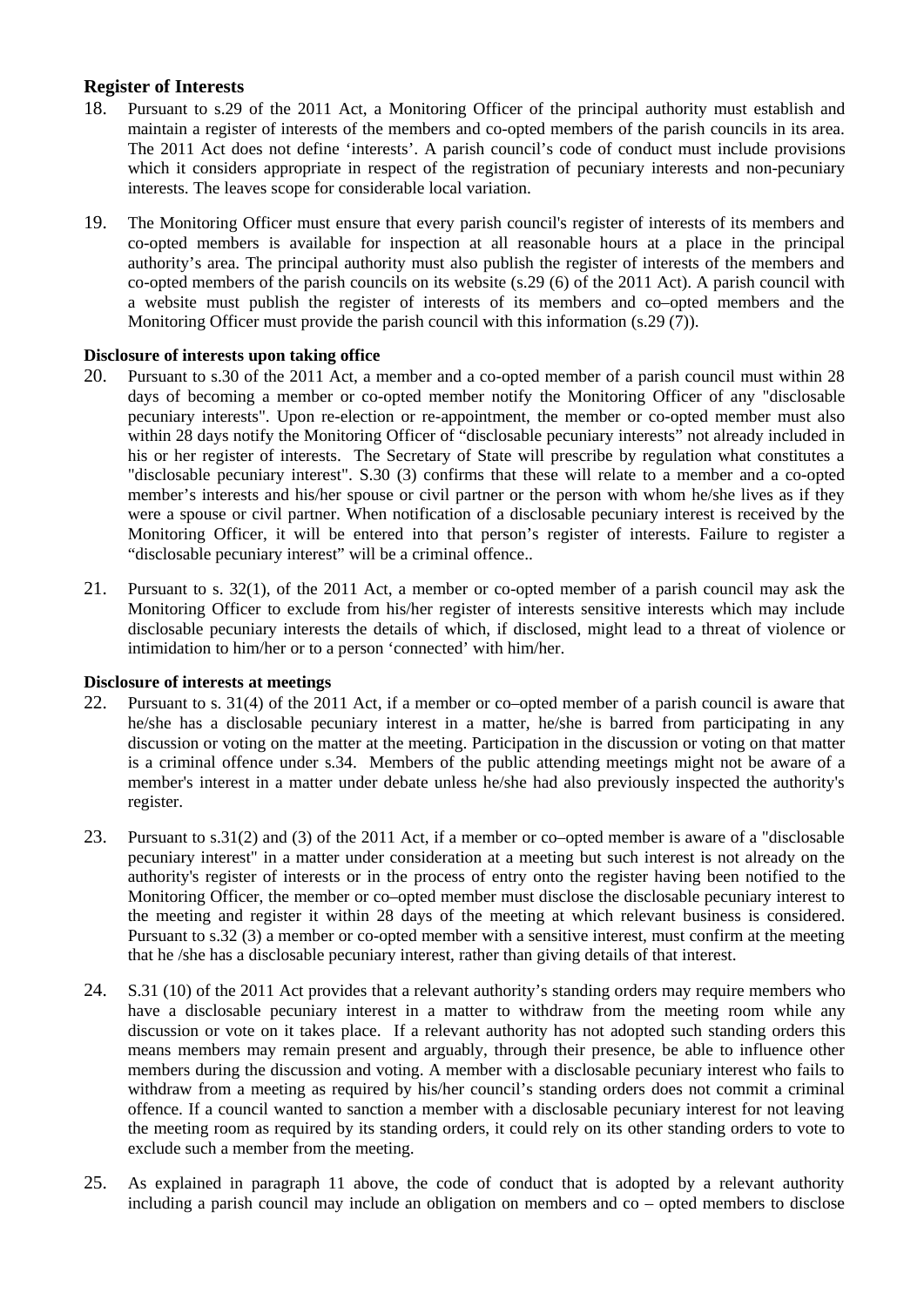## Register of Interests

18. Pursuant to s.29 of the 2011 Act, a Monitoring Officer of the principal authority must establish and maintain a register of interests of the members and co-opted members of the parish councils in its area. The 2011 Act does not define 'interests'. A parish council's code of conduct must include provisions which it considers appropriate in respect of the registration of pecuniary interests and non-pecuniary interests. The leaves scope for considerable local variation.

19. The Monitoring Officer must ensure that every parish council's register of interests of its members and co-opted members is available for inspection at all reasonable hours at a place in the principal authority's area. The principal authority must also publish the register of interests of the members and co-opted members of the parish councils on its website (s.29 (6) of the 2011 Act). A parish council with a website must publish the register of interests of its members and co–opted members and the Monitoring Officer must provide the parish council with this information (s.29 (7)).

### Disclosure of interests upon taking office

20. Pursuant to s.30 of the 2011 Act, a member and a co-opted member of a parish council must within 28 days of becoming a member or co-opted member notify the Monitoring Officer of any "disclosable pecuniary interests". Upon re-election or re-appointment, the member or co-opted member must also within 28 days notify the Monitoring Officer of "disclosable pecuniary interests" not already included in his or her register of interests. The Secretary of State will prescribe by regulation what constitutes a "disclosable pecuniary interest". S.30 (3) confirms that these will relate to a member and a co-opted member's interests and his/her spouse or civil partner or the person with whom he/she lives as if they were a spouse or civil partner. When notification of a disclosable pecuniary interest is received by the Monitoring Officer, it will be entered into that person's register of interests. Failure to register a "disclosable pecuniary interest" will be a criminal offence..

21. Pursuant to s. 32(1), of the 2011 Act, a member or co-opted member of a parish council may ask the Monitoring Officer to exclude from his/her register of interests sensitive interests which may include disclosable pecuniary interests the details of which, if disclosed, might lead to a threat of violence or intimidation to him/her or to a person 'connected' with him/her.

### Disclosure of interests at meetings

22. Pursuant to s. 31(4) of the 2011 Act, if a member or co–opted member of a parish council is aware that he/she has a disclosable pecuniary interest in a matter, he/she is barred from participating in any discussion or voting on the matter at the meeting. Participation in the discussion or voting on that matter is a criminal offence under s.34. Members of the public attending meetings might not be aware of a member's interest in a matter under debate unless he/she had also previously inspected the authority's register.

23. Pursuant to s.31(2) and (3) of the 2011 Act, if a member or co–opted member is aware of a "disclosable pecuniary interest" in a matter under consideration at a meeting but such interest is not already on the authority's register of interests or in the process of entry onto the register having been notified to the Monitoring Officer, the member or co–opted member must disclose the disclosable pecuniary interest to the meeting and register it within 28 days of the meeting at which relevant business is considered. Pursuant to s.32 (3) a member or co-opted member with a sensitive interest, must confirm at the meeting that he /she has a disclosable pecuniary interest, rather than giving details of that interest.

24. S.31 (10) of the 2011 Act provides that a relevant authority's standing orders may require members who have a disclosable pecuniary interest in a matter to withdraw from the meeting room while any discussion or vote on it takes place. If a relevant authority has not adopted such standing orders this means members may remain present and arguably, through their presence, be able to influence other members during the discussion and voting. A member with a disclosable pecuniary interest who fails to withdraw from a meeting as required by his/her council's standing orders does not commit a criminal offence. If a council wanted to sanction a member with a disclosable pecuniary interest for not leaving the meeting room as required by its standing orders, it could rely on its other standing orders to vote to exclude such a member from the meeting.

25. As explained in paragraph 11 above, the code of conduct that is adopted by a relevant authority including a parish council may include an obligation on members and co – opted members to disclose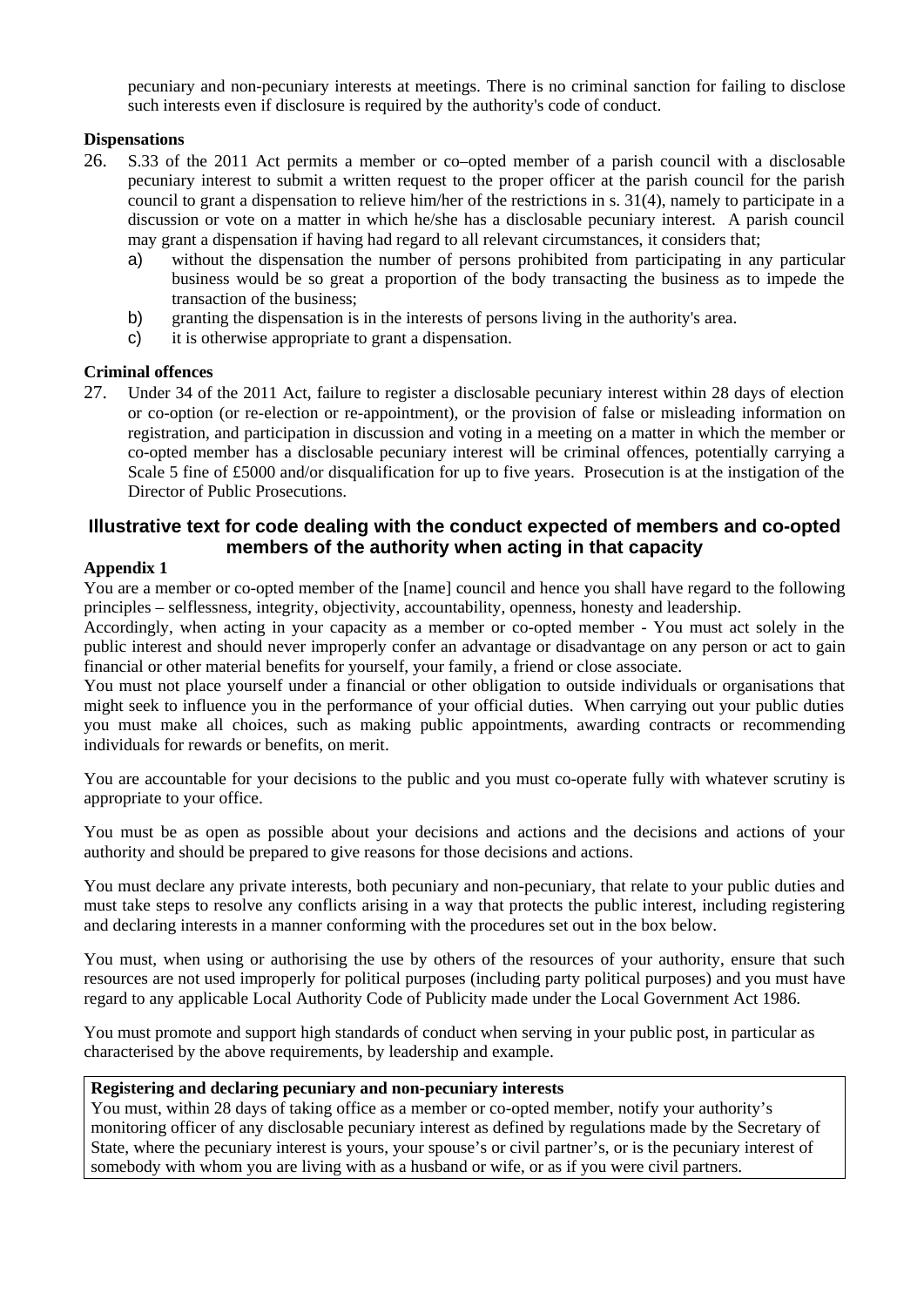pecuniary and non-pecuniary interests at meetings. There is no criminal sanction for failing to disclose such interests even if disclosure is required by the authority's code of conduct.

**Dispensations**

26. S.33 of the 2011 Act permits a member or co–opted member of a parish council with a disclosable pecuniary interest to submit a written request to the proper officer at the parish council for the parish council to grant a dispensation to relieve him/her of the restrictions in s. 31(4), namely to participate in a discussion or vote on a matter in which he/she has a disclosable pecuniary interest. A parish council may grant a dispensation if having had regard to all relevant circumstances, it considers that;
    a) without the dispensation the number of persons prohibited from participating in any particular business would be so great a proportion of the body transacting the business as to impede the transaction of the business;
    b) granting the dispensation is in the interests of persons living in the authority's area.
    c) it is otherwise appropriate to grant a dispensation.

**Criminal offences**

27. Under 34 of the 2011 Act, failure to register a disclosable pecuniary interest within 28 days of election or co-option (or re-election or re-appointment), or the provision of false or misleading information on registration, and participation in discussion and voting in a meeting on a matter in which the member or co-opted member has a disclosable pecuniary interest will be criminal offences, potentially carrying a Scale 5 fine of £5000 and/or disqualification for up to five years. Prosecution is at the instigation of the Director of Public Prosecutions.

## Illustrative text for code dealing with the conduct expected of members and co-opted members of the authority when acting in that capacity

**Appendix 1**

You are a member or co-opted member of the [name] council and hence you shall have regard to the following principles – selflessness, integrity, objectivity, accountability, openness, honesty and leadership.

Accordingly, when acting in your capacity as a member or co-opted member - You must act solely in the public interest and should never improperly confer an advantage or disadvantage on any person or act to gain financial or other material benefits for yourself, your family, a friend or close associate.

You must not place yourself under a financial or other obligation to outside individuals or organisations that might seek to influence you in the performance of your official duties. When carrying out your public duties you must make all choices, such as making public appointments, awarding contracts or recommending individuals for rewards or benefits, on merit.

You are accountable for your decisions to the public and you must co-operate fully with whatever scrutiny is appropriate to your office.

You must be as open as possible about your decisions and actions and the decisions and actions of your authority and should be prepared to give reasons for those decisions and actions.

You must declare any private interests, both pecuniary and non-pecuniary, that relate to your public duties and must take steps to resolve any conflicts arising in a way that protects the public interest, including registering and declaring interests in a manner conforming with the procedures set out in the box below.

You must, when using or authorising the use by others of the resources of your authority, ensure that such resources are not used improperly for political purposes (including party political purposes) and you must have regard to any applicable Local Authority Code of Publicity made under the Local Government Act 1986.

You must promote and support high standards of conduct when serving in your public post, in particular as characterised by the above requirements, by leadership and example.

**Registering and declaring pecuniary and non-pecuniary interests**

You must, within 28 days of taking office as a member or co-opted member, notify your authority's monitoring officer of any disclosable pecuniary interest as defined by regulations made by the Secretary of State, where the pecuniary interest is yours, your spouse's or civil partner's, or is the pecuniary interest of somebody with whom you are living with as a husband or wife, or as if you were civil partners.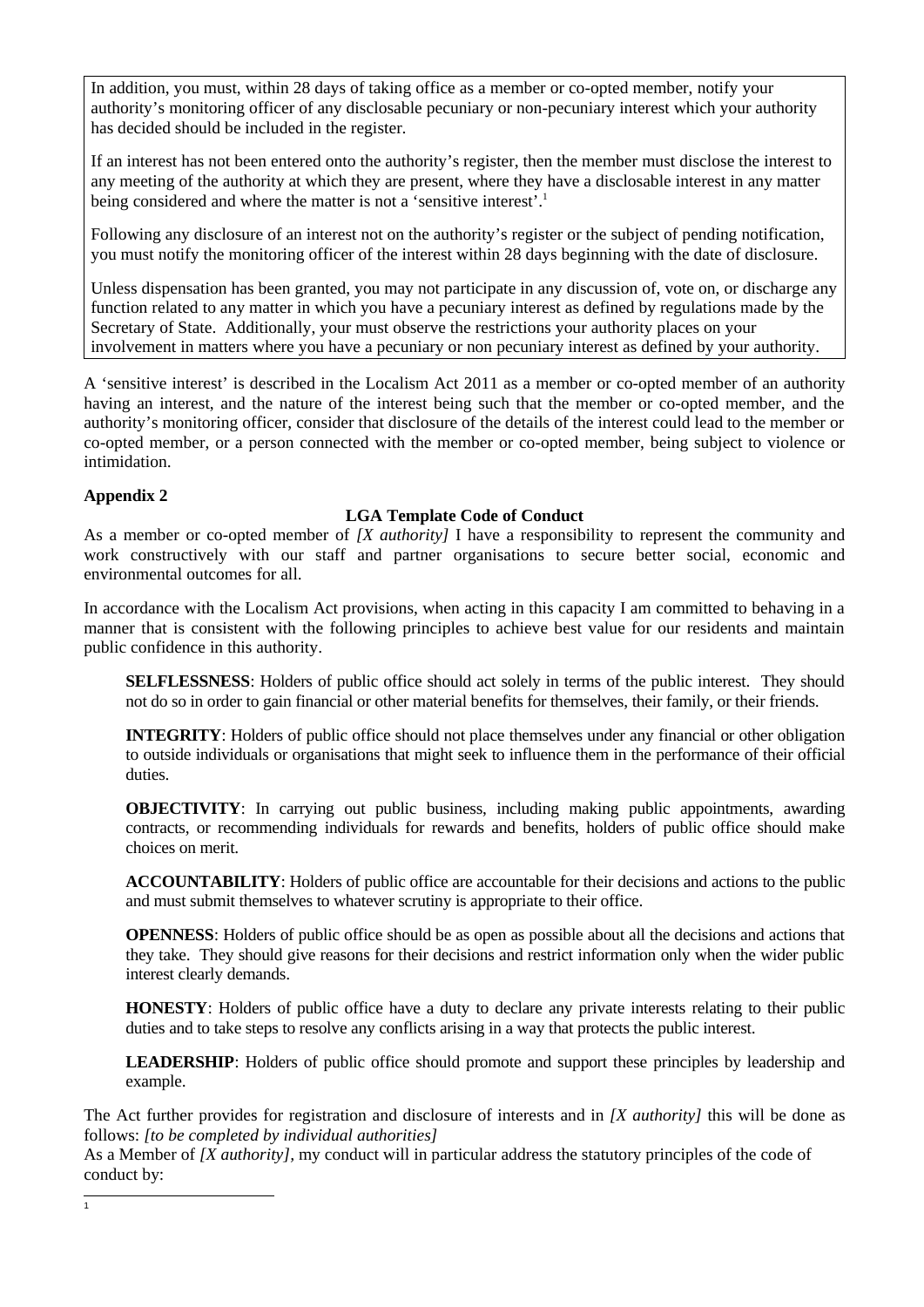In addition, you must, within 28 days of taking office as a member or co-opted member, notify your authority's monitoring officer of any disclosable pecuniary or non-pecuniary interest which your authority has decided should be included in the register.

If an interest has not been entered onto the authority's register, then the member must disclose the interest to any meeting of the authority at which they are present, where they have a disclosable interest in any matter being considered and where the matter is not a 'sensitive interest'.[1]

Following any disclosure of an interest not on the authority's register or the subject of pending notification, you must notify the monitoring officer of the interest within 28 days beginning with the date of disclosure.

Unless dispensation has been granted, you may not participate in any discussion of, vote on, or discharge any function related to any matter in which you have a pecuniary interest as defined by regulations made by the Secretary of State. Additionally, your must observe the restrictions your authority places on your involvement in matters where you have a pecuniary or non pecuniary interest as defined by your authority.

A 'sensitive interest' is described in the Localism Act 2011 as a member or co-opted member of an authority having an interest, and the nature of the interest being such that the member or co-opted member, and the authority's monitoring officer, consider that disclosure of the details of the interest could lead to the member or co-opted member, or a person connected with the member or co-opted member, being subject to violence or intimidation.

**Appendix 2**

**LGA Template Code of Conduct**

As a member or co-opted member of *[X authority]* I have a responsibility to represent the community and work constructively with our staff and partner organisations to secure better social, economic and environmental outcomes for all.

In accordance with the Localism Act provisions, when acting in this capacity I am committed to behaving in a manner that is consistent with the following principles to achieve best value for our residents and maintain public confidence in this authority.

**SELFLESSNESS**: Holders of public office should act solely in terms of the public interest. They should not do so in order to gain financial or other material benefits for themselves, their family, or their friends.

**INTEGRITY**: Holders of public office should not place themselves under any financial or other obligation to outside individuals or organisations that might seek to influence them in the performance of their official duties.

**OBJECTIVITY**: In carrying out public business, including making public appointments, awarding contracts, or recommending individuals for rewards and benefits, holders of public office should make choices on merit.

**ACCOUNTABILITY**: Holders of public office are accountable for their decisions and actions to the public and must submit themselves to whatever scrutiny is appropriate to their office.

**OPENNESS**: Holders of public office should be as open as possible about all the decisions and actions that they take. They should give reasons for their decisions and restrict information only when the wider public interest clearly demands.

**HONESTY**: Holders of public office have a duty to declare any private interests relating to their public duties and to take steps to resolve any conflicts arising in a way that protects the public interest.

**LEADERSHIP**: Holders of public office should promote and support these principles by leadership and example.

The Act further provides for registration and disclosure of interests and in *[X authority]* this will be done as follows: *[to be completed by individual authorities]*

As a Member of *[X authority]*, my conduct will in particular address the statutory principles of the code of conduct by:

[1]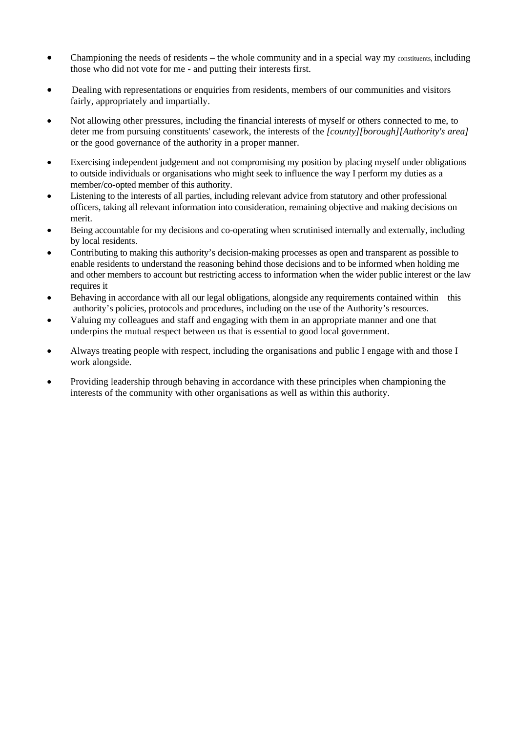- Championing the needs of residents – the whole community and in a special way my constituents, including those who did not vote for me - and putting their interests first.
- Dealing with representations or enquiries from residents, members of our communities and visitors fairly, appropriately and impartially.
- Not allowing other pressures, including the financial interests of myself or others connected to me, to deter me from pursuing constituents' casework, the interests of the *[county][borough][Authority's area]* or the good governance of the authority in a proper manner.
- Exercising independent judgement and not compromising my position by placing myself under obligations to outside individuals or organisations who might seek to influence the way I perform my duties as a member/co-opted member of this authority.
- Listening to the interests of all parties, including relevant advice from statutory and other professional officers, taking all relevant information into consideration, remaining objective and making decisions on merit.
- Being accountable for my decisions and co-operating when scrutinised internally and externally, including by local residents.
- Contributing to making this authority's decision-making processes as open and transparent as possible to enable residents to understand the reasoning behind those decisions and to be informed when holding me and other members to account but restricting access to information when the wider public interest or the law requires it
- Behaving in accordance with all our legal obligations, alongside any requirements contained within this authority's policies, protocols and procedures, including on the use of the Authority's resources.
- Valuing my colleagues and staff and engaging with them in an appropriate manner and one that underpins the mutual respect between us that is essential to good local government.
- Always treating people with respect, including the organisations and public I engage with and those I work alongside.
- Providing leadership through behaving in accordance with these principles when championing the interests of the community with other organisations as well as within this authority.